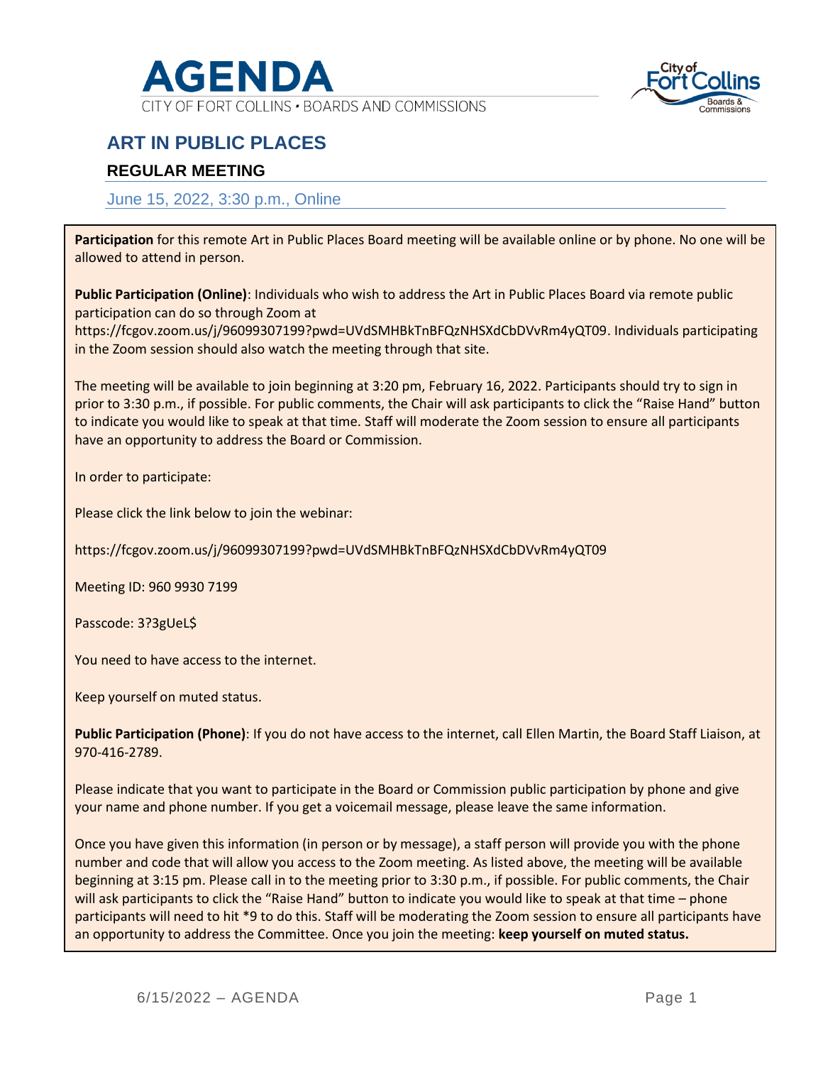# AGENDA

CITY OF FORT COLLINS • BOARDS AND COMMISSIONS

## ART IN PUBLIC PLACES

### REGULAR MEETING

June 15, 2022, 3:30 p.m., Online

**Participation** for this remote Art in Public Places Board meeting will be available online or by phone. No one will be allowed to attend in person.

**Public Participation (Online)**: Individuals who wish to address the Art in Public Places Board via remote public participation can do so through Zoom at https://fcgov.zoom.us/j/96099307199?pwd=UVdSMHBkTnBFQzNHSXdCbDVvRm4yQT09. Individuals participating in the Zoom session should also watch the meeting through that site.

The meeting will be available to join beginning at 3:20 pm, February 16, 2022. Participants should try to sign in prior to 3:30 p.m., if possible. For public comments, the Chair will ask participants to click the "Raise Hand" button to indicate you would like to speak at that time. Staff will moderate the Zoom session to ensure all participants have an opportunity to address the Board or Commission.

In order to participate:

Please click the link below to join the webinar:

https://fcgov.zoom.us/j/96099307199?pwd=UVdSMHBkTnBFQzNHSXdCbDVvRm4yQT09

Meeting ID: 960 9930 7199

Passcode: 3?3gUeL$

You need to have access to the internet.

Keep yourself on muted status.

**Public Participation (Phone)**: If you do not have access to the internet, call Ellen Martin, the Board Staff Liaison, at 970-416-2789.

Please indicate that you want to participate in the Board or Commission public participation by phone and give your name and phone number. If you get a voicemail message, please leave the same information.

Once you have given this information (in person or by message), a staff person will provide you with the phone number and code that will allow you access to the Zoom meeting. As listed above, the meeting will be available beginning at 3:15 pm. Please call in to the meeting prior to 3:30 p.m., if possible. For public comments, the Chair will ask participants to click the "Raise Hand" button to indicate you would like to speak at that time – phone participants will need to hit *9 to do this. Staff will be moderating the Zoom session to ensure all participants have an opportunity to address the Committee. Once you join the meeting: **keep yourself on muted status.**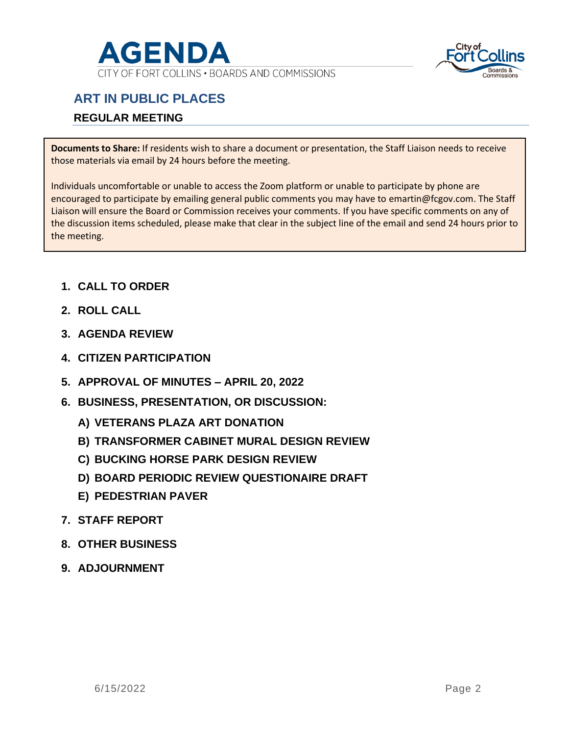# AGENDA

CITY OF FORT COLLINS • BOARDS AND COMMISSIONS

## ART IN PUBLIC PLACES

### REGULAR MEETING

**Documents to Share:** If residents wish to share a document or presentation, the Staff Liaison needs to receive those materials via email by 24 hours before the meeting.

Individuals uncomfortable or unable to access the Zoom platform or unable to participate by phone are encouraged to participate by emailing general public comments you may have to emartin@fcgov.com. The Staff Liaison will ensure the Board or Commission receives your comments. If you have specific comments on any of the discussion items scheduled, please make that clear in the subject line of the email and send 24 hours prior to the meeting.

1. **CALL TO ORDER**
2. **ROLL CALL**
3. **AGENDA REVIEW**
4. **CITIZEN PARTICIPATION**
5. **APPROVAL OF MINUTES – APRIL 20, 2022**
6. **BUSINESS, PRESENTATION, OR DISCUSSION:**
   - **A) VETERANS PLAZA ART DONATION**
   - **B) TRANSFORMER CABINET MURAL DESIGN REVIEW**
   - **C) BUCKING HORSE PARK DESIGN REVIEW**
   - **D) BOARD PERIODIC REVIEW QUESTIONAIRE DRAFT**
   - **E) PEDESTRIAN PAVER**
7. **STAFF REPORT**
8. **OTHER BUSINESS**
9. **ADJOURNMENT**